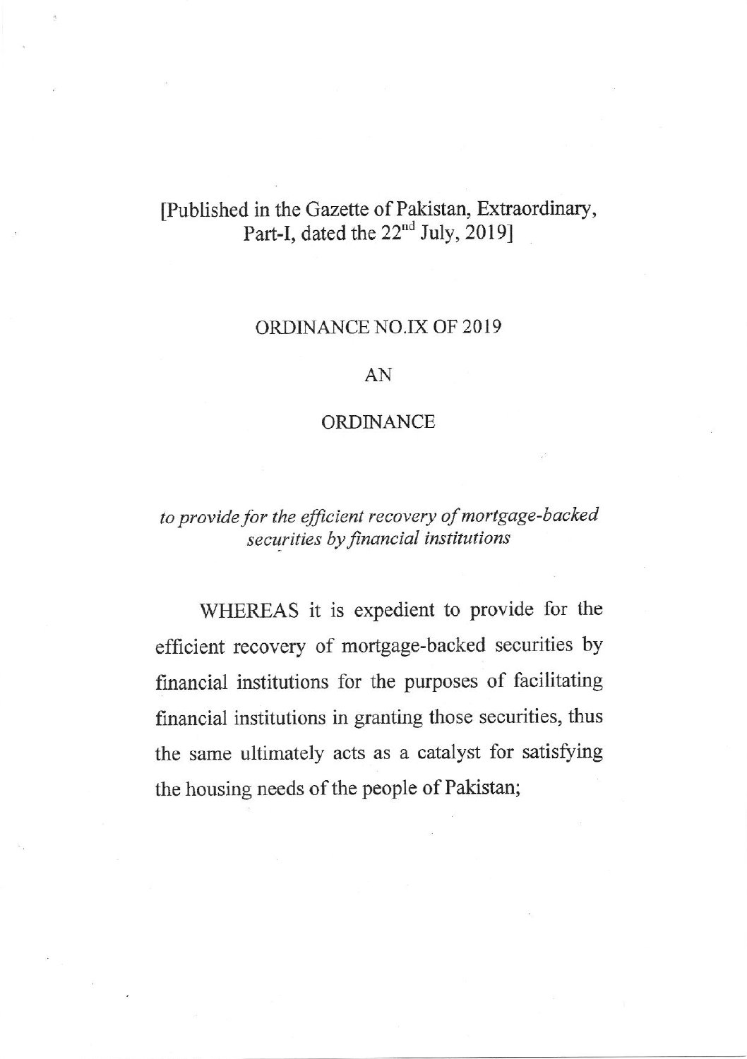[Published in the Gazette of Pakistan, Extraordinary, Part-I, dated the 22nd July, 2019]

# ORDINANCE NO.IX OF 2019

# AN

# ORDINANCE

*to provide for the efficient recovery of mortgage-backed securities by financial institutions*

WHEREAS it is expedient to provide for the efficient recovery of mortgage-backed securities by financial institutions for the purposes of facilitating financial institutions in granting those securities, thus the same ultimately acts as a catalyst for satisfying the housing needs of the people of Pakistan;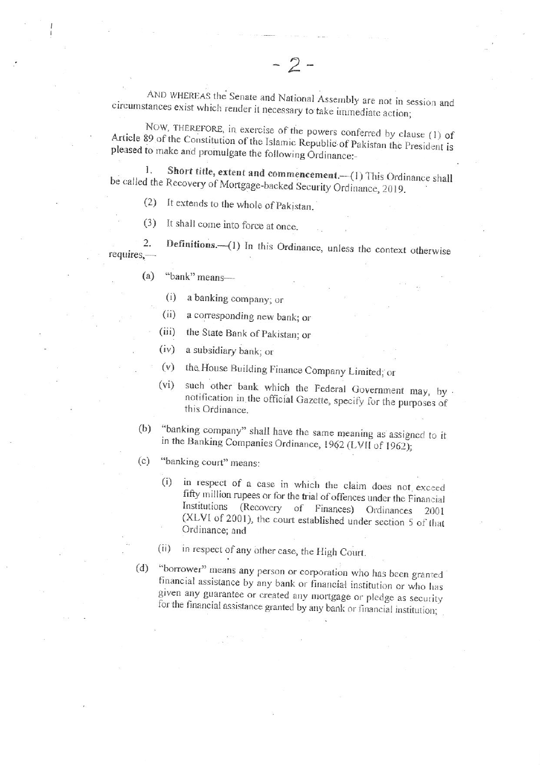AND WHEREAS the Senate and National Assembly are not in session and circumstances exist which render it necessary to take immediate action;

NOW, THEREFORE, in exercise of the powers conferred by clause (1) of Article 89 of the Constitution of the Islamic Republic of Pakistan the President is pleased to make and promulgate the following Ordinance:-

1. **Short title, extent and commencement.**—(1) This Ordinance shall be called the Recovery of Mortgage-backed Security Ordinance, 2019.

(2) It extends to the whole of Pakistan.

(3) It shall come into force at once.

2. **Definitions.**—(1) In this Ordinance, unless the context otherwise requires,—

(a) "bank" means—

(i) a banking company; or

(ii) a corresponding new bank; or

(iii) the State Bank of Pakistan; or

(iv) a subsidiary bank; or

(v) the House Building Finance Company Limited; or

(vi) such other bank which the Federal Government may, by notification in the official Gazette, specify for the purposes of this Ordinance.

(b) "banking company" shall have the same meaning as assigned to it in the Banking Companies Ordinance, 1962 (LVII of 1962);

(c) "banking court" means:

(i) in respect of a case in which the claim does not exceed fifty million rupees or for the trial of offences under the Financial Institutions (Recovery of Finances) Ordinances 2001 (XLVI of 2001), the court established under section 5 of that Ordinance; and

(ii) in respect of any other case, the High Court.

(d) "borrower" means any person or corporation who has been granted financial assistance by any bank or financial institution or who has given any guarantee or created any mortgage or pledge as security for the financial assistance granted by any bank or financial institution;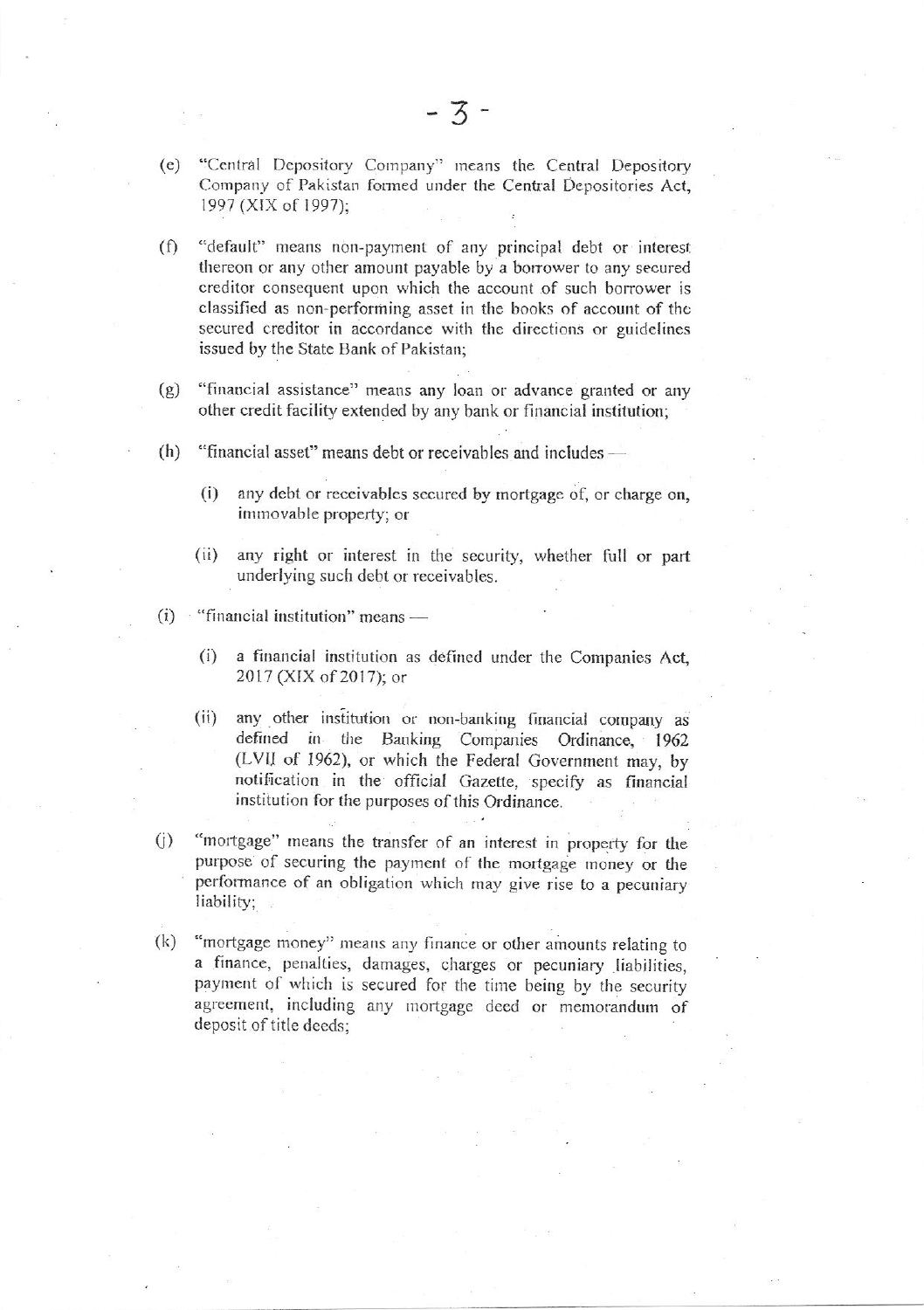(e) "Central Depository Company" means the Central Depository Company of Pakistan formed under the Central Depositories Act, 1997 (XIX of 1997);

(f) "default" means non-payment of any principal debt or interest thereon or any other amount payable by a borrower to any secured creditor consequent upon which the account of such borrower is classified as non-performing asset in the books of account of the secured creditor in accordance with the directions or guidelines issued by the State Bank of Pakistan;

(g) "financial assistance" means any loan or advance granted or any other credit facility extended by any bank or financial institution;

(h) "financial asset" means debt or receivables and includes —

   (i) any debt or receivables secured by mortgage of, or charge on, immovable property; or

   (ii) any right or interest in the security, whether full or part underlying such debt or receivables.

(i) "financial institution" means —

   (i) a financial institution as defined under the Companies Act, 2017 (XIX of 2017); or

   (ii) any other institution or non-banking financial company as defined in the Banking Companies Ordinance, 1962 (LVII of 1962), or which the Federal Government may, by notification in the official Gazette, specify as financial institution for the purposes of this Ordinance.

(j) "mortgage" means the transfer of an interest in property for the purpose of securing the payment of the mortgage money or the performance of an obligation which may give rise to a pecuniary liability;

(k) "mortgage money" means any finance or other amounts relating to a finance, penalties, damages, charges or pecuniary liabilities, payment of which is secured for the time being by the security agreement, including any mortgage deed or memorandum of deposit of title deeds;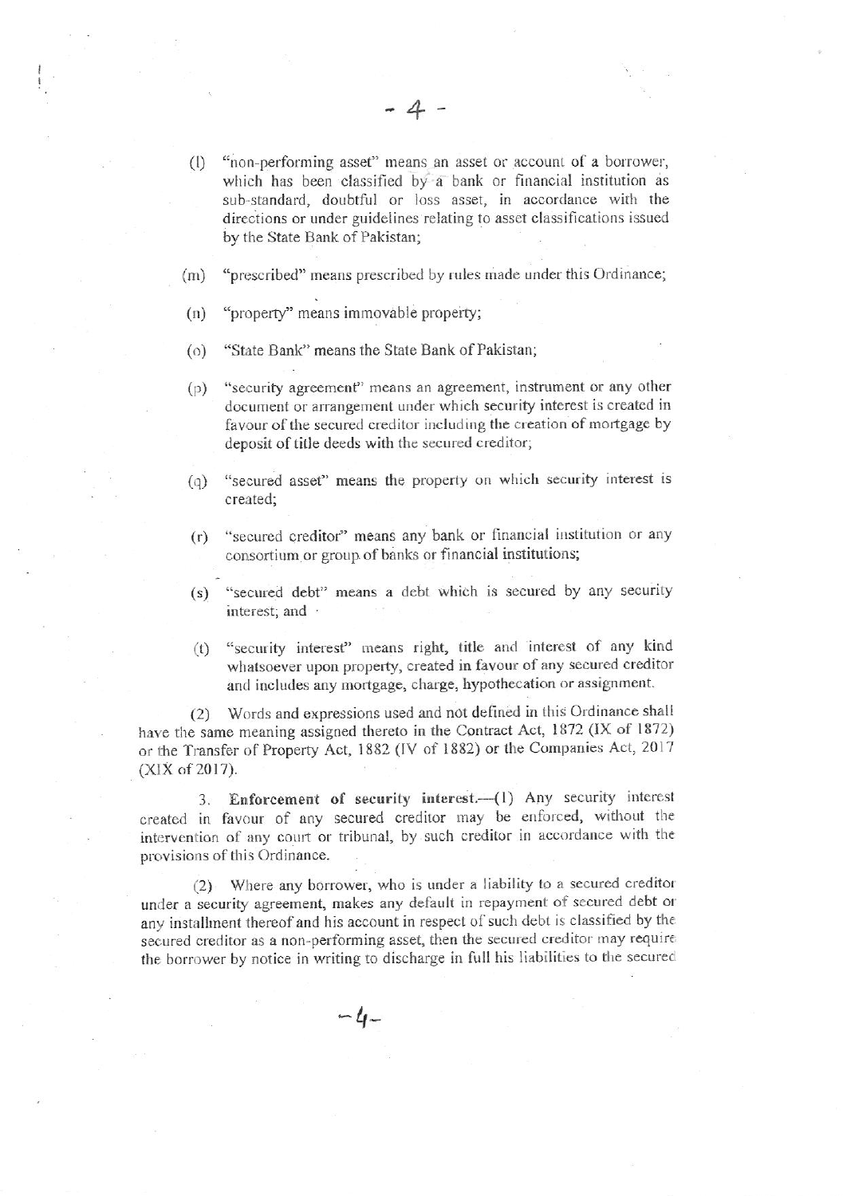(l) "non-performing asset" means an asset or account of a borrower, which has been classified by a bank or financial institution as sub-standard, doubtful or loss asset, in accordance with the directions or under guidelines relating to asset classifications issued by the State Bank of Pakistan;

(m) "prescribed" means prescribed by rules made under this Ordinance;

(n) "property" means immovable property;

(o) "State Bank" means the State Bank of Pakistan;

(p) "security agreement" means an agreement, instrument or any other document or arrangement under which security interest is created in favour of the secured creditor including the creation of mortgage by deposit of title deeds with the secured creditor;

(q) "secured asset" means the property on which security interest is created;

(r) "secured creditor" means any bank or financial institution or any consortium or group of banks or financial institutions;

(s) "secured debt" means a debt which is secured by any security interest; and

(t) "security interest" means right, title and interest of any kind whatsoever upon property, created in favour of any secured creditor and includes any mortgage, charge, hypothecation or assignment.

(2) Words and expressions used and not defined in this Ordinance shall have the same meaning assigned thereto in the Contract Act, 1872 (IX of 1872) or the Transfer of Property Act, 1882 (IV of 1882) or the Companies Act, 2017 (XIX of 2017).

3. **Enforcement of security interest.**—(1) Any security interest created in favour of any secured creditor may be enforced, without the intervention of any court or tribunal, by such creditor in accordance with the provisions of this Ordinance.

(2) Where any borrower, who is under a liability to a secured creditor under a security agreement, makes any default in repayment of secured debt or any installment thereof and his account in respect of such debt is classified by the secured creditor as a non-performing asset, then the secured creditor may require the borrower by notice in writing to discharge in full his liabilities to the secured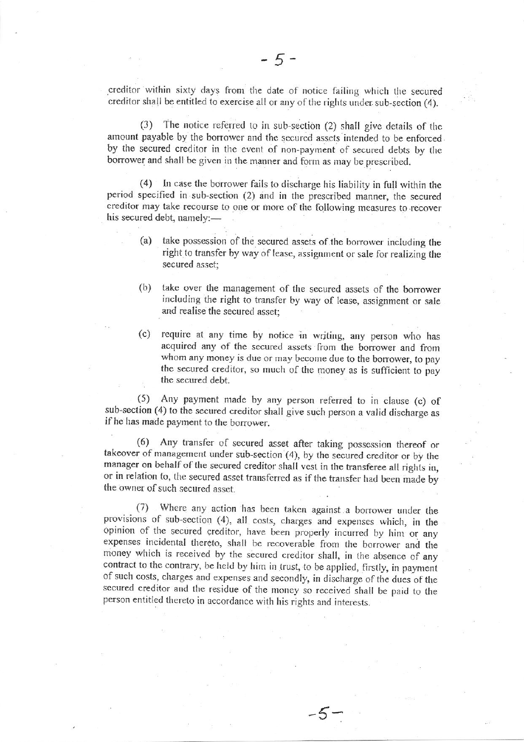creditor within sixty days from the date of notice failing which the secured creditor shall be entitled to exercise all or any of the rights under sub-section (4).

(3) The notice referred to in sub-section (2) shall give details of the amount payable by the borrower and the secured assets intended to be enforced by the secured creditor in the event of non-payment of secured debts by the borrower and shall be given in the manner and form as may be prescribed.

(4) In case the borrower fails to discharge his liability in full within the period specified in sub-section (2) and in the prescribed manner, the secured creditor may take recourse to one or more of the following measures to recover his secured debt, namely:—

(a) take possession of the secured assets of the borrower including the right to transfer by way of lease, assignment or sale for realizing the secured asset;

(b) take over the management of the secured assets of the borrower including the right to transfer by way of lease, assignment or sale and realise the secured asset;

(c) require at any time by notice in writing, any person who has acquired any of the secured assets from the borrower and from whom any money is due or may become due to the borrower, to pay the secured creditor, so much of the money as is sufficient to pay the secured debt.

(5) Any payment made by any person referred to in clause (c) of sub-section (4) to the secured creditor shall give such person a valid discharge as if he has made payment to the borrower.

(6) Any transfer of secured asset after taking possession thereof or takeover of management under sub-section (4), by the secured creditor or by the manager on behalf of the secured creditor shall vest in the transferee all rights in, or in relation to, the secured asset transferred as if the transfer had been made by the owner of such secured asset.

(7) Where any action has been taken against a borrower under the provisions of sub-section (4), all costs, charges and expenses which, in the opinion of the secured creditor, have been properly incurred by him or any expenses incidental thereto, shall be recoverable from the borrower and the money which is received by the secured creditor shall, in the absence of any contract to the contrary, be held by him in trust, to be applied, firstly, in payment of such costs, charges and expenses and secondly, in discharge of the dues of the secured creditor and the residue of the money so received shall be paid to the person entitled thereto in accordance with his rights and interests.